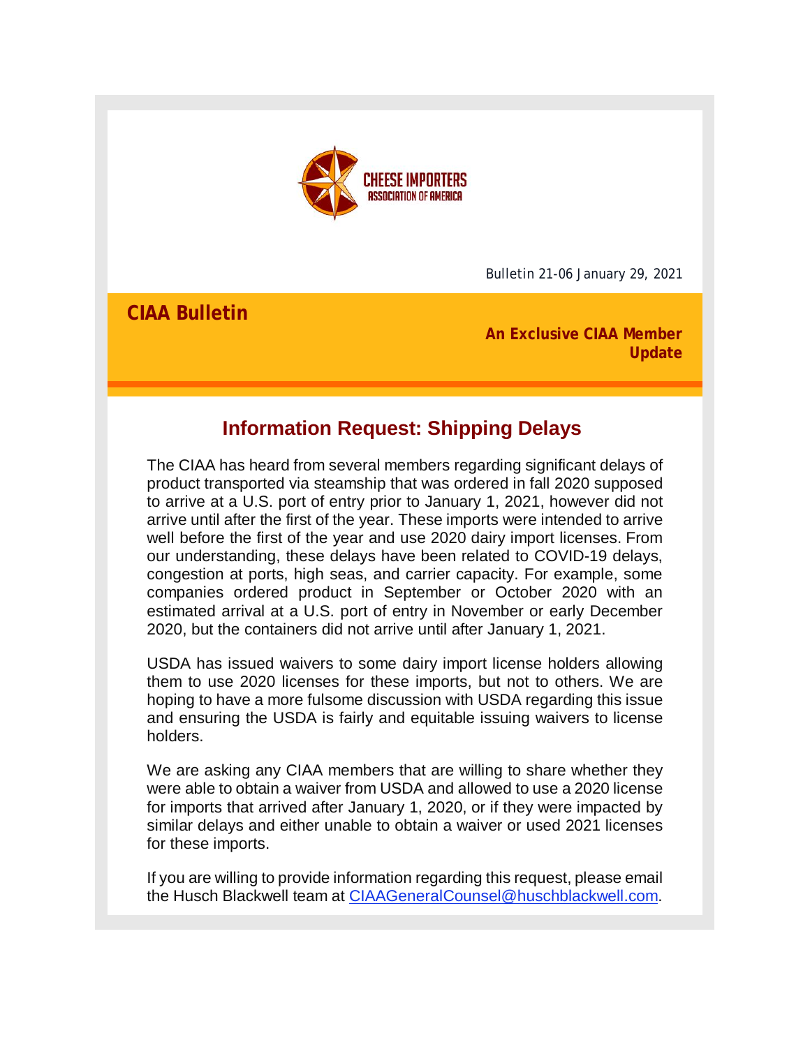CHEESE IMPORTERS ASSOCIATION OF AMERICA

Bulletin 21-06 January 29, 2021

**CIAA Bulletin**

**An Exclusive CIAA Member Update**

## Information Request: Shipping Delays

The CIAA has heard from several members regarding significant delays of product transported via steamship that was ordered in fall 2020 supposed to arrive at a U.S. port of entry prior to January 1, 2021, however did not arrive until after the first of the year. These imports were intended to arrive well before the first of the year and use 2020 dairy import licenses. From our understanding, these delays have been related to COVID-19 delays, congestion at ports, high seas, and carrier capacity. For example, some companies ordered product in September or October 2020 with an estimated arrival at a U.S. port of entry in November or early December 2020, but the containers did not arrive until after January 1, 2021.

USDA has issued waivers to some dairy import license holders allowing them to use 2020 licenses for these imports, but not to others. We are hoping to have a more fulsome discussion with USDA regarding this issue and ensuring the USDA is fairly and equitable issuing waivers to license holders.

We are asking any CIAA members that are willing to share whether they were able to obtain a waiver from USDA and allowed to use a 2020 license for imports that arrived after January 1, 2020, or if they were impacted by similar delays and either unable to obtain a waiver or used 2021 licenses for these imports.

If you are willing to provide information regarding this request, please email the Husch Blackwell team at CIAAGeneralCounsel@huschblackwell.com.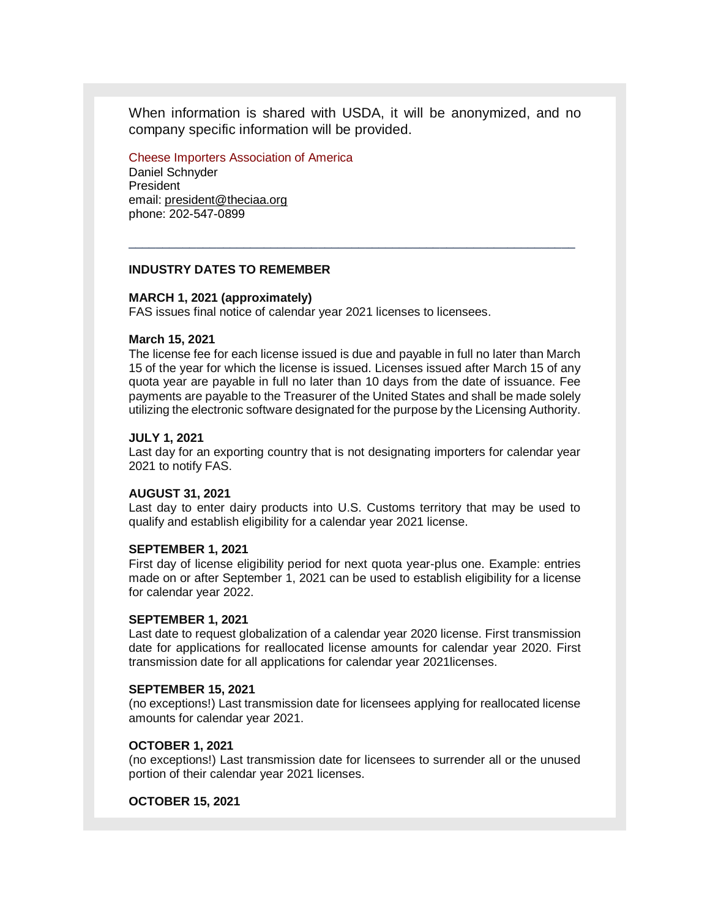When information is shared with USDA, it will be anonymized, and no company specific information will be provided.

Cheese Importers Association of America
Daniel Schnyder
President
email: president@theciaa.org
phone: 202-547-0899

---

**INDUSTRY DATES TO REMEMBER**

**MARCH 1, 2021 (approximately)**
FAS issues final notice of calendar year 2021 licenses to licensees.

**March 15, 2021**
The license fee for each license issued is due and payable in full no later than March 15 of the year for which the license is issued. Licenses issued after March 15 of any quota year are payable in full no later than 10 days from the date of issuance. Fee payments are payable to the Treasurer of the United States and shall be made solely utilizing the electronic software designated for the purpose by the Licensing Authority.

**JULY 1, 2021**
Last day for an exporting country that is not designating importers for calendar year 2021 to notify FAS.

**AUGUST 31, 2021**
Last day to enter dairy products into U.S. Customs territory that may be used to qualify and establish eligibility for a calendar year 2021 license.

**SEPTEMBER 1, 2021**
First day of license eligibility period for next quota year-plus one. Example: entries made on or after September 1, 2021 can be used to establish eligibility for a license for calendar year 2022.

**SEPTEMBER 1, 2021**
Last date to request globalization of a calendar year 2020 license. First transmission date for applications for reallocated license amounts for calendar year 2020. First transmission date for all applications for calendar year 2021licenses.

**SEPTEMBER 15, 2021**
(no exceptions!) Last transmission date for licensees applying for reallocated license amounts for calendar year 2021.

**OCTOBER 1, 2021**
(no exceptions!) Last transmission date for licensees to surrender all or the unused portion of their calendar year 2021 licenses.

**OCTOBER 15, 2021**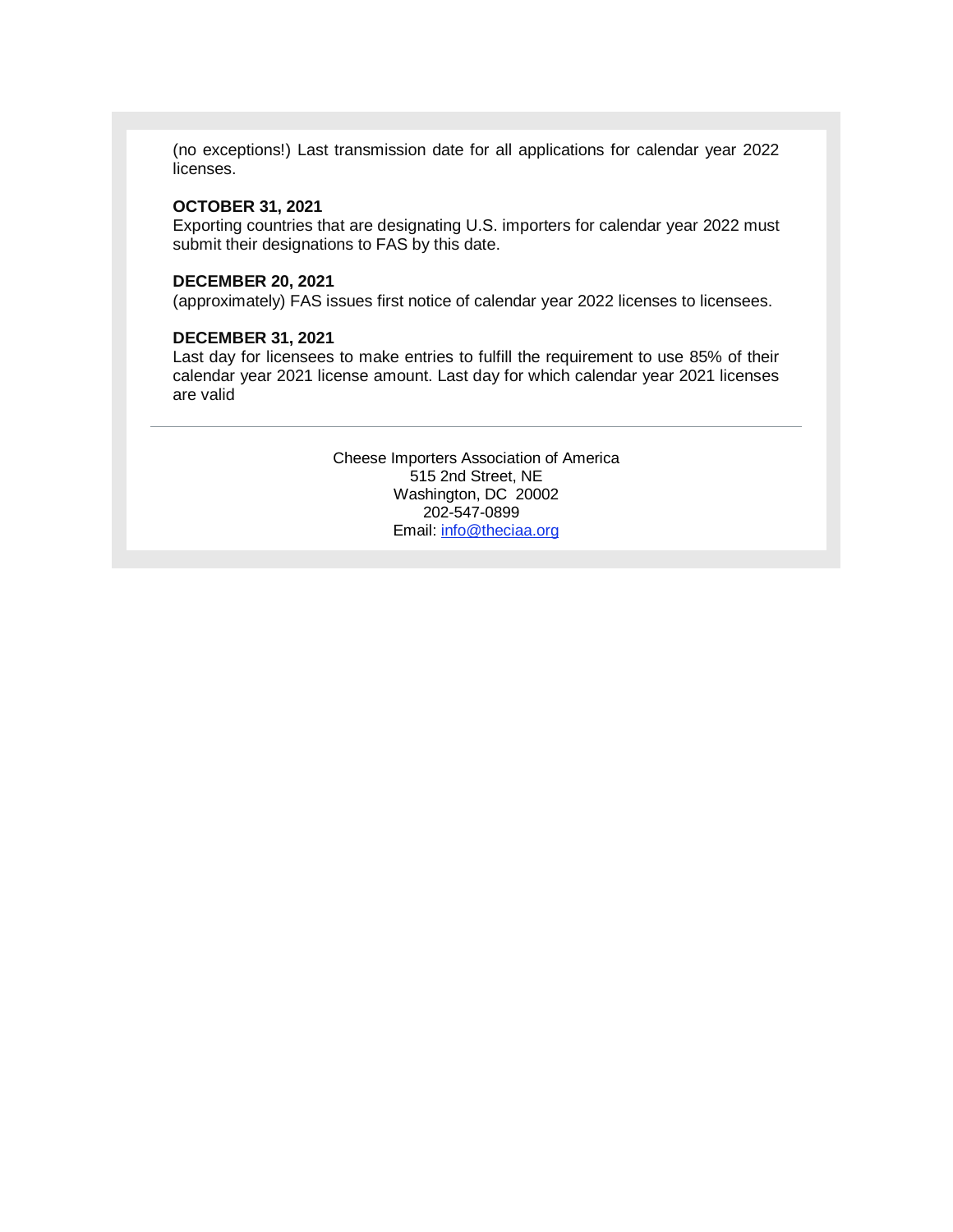(no exceptions!) Last transmission date for all applications for calendar year 2022 licenses.

**OCTOBER 31, 2021**
Exporting countries that are designating U.S. importers for calendar year 2022 must submit their designations to FAS by this date.

**DECEMBER 20, 2021**
(approximately) FAS issues first notice of calendar year 2022 licenses to licensees.

**DECEMBER 31, 2021**
Last day for licensees to make entries to fulfill the requirement to use 85% of their calendar year 2021 license amount. Last day for which calendar year 2021 licenses are valid

---

Cheese Importers Association of America
515 2nd Street, NE
Washington, DC 20002
202-547-0899
Email: info@theciaa.org